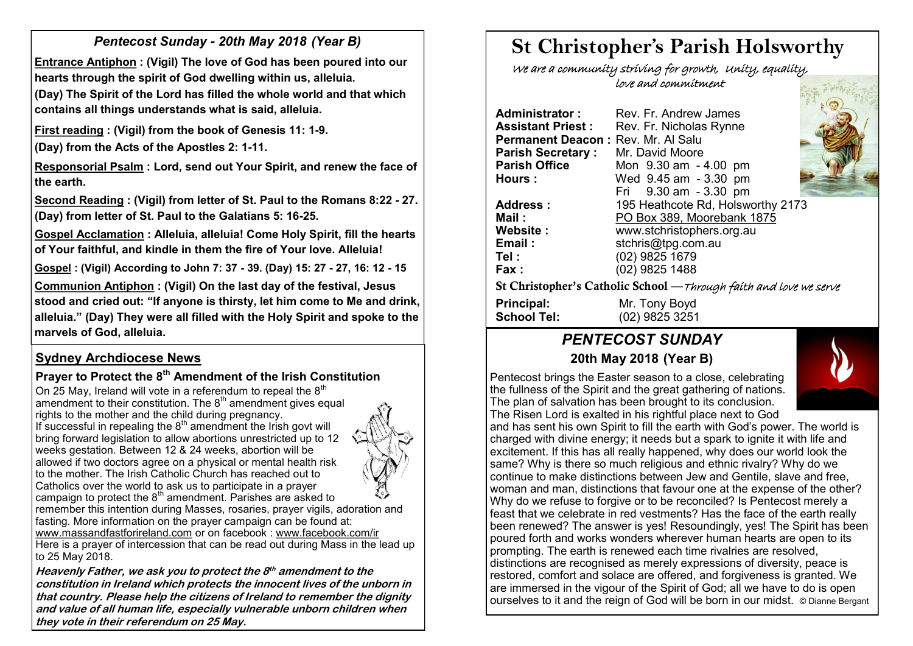## *Pentecost Sunday - 20th May 2018 (Year B)*

**Entrance Antiphon : (Vigil) The love of God has been poured into our hearts through the spirit of God dwelling within us, alleluia.**
**(Day) The Spirit of the Lord has filled the whole world and that which contains all things understands what is said, alleluia.**

**First reading : (Vigil) from the book of Genesis 11: 1-9.**
**(Day) from the Acts of the Apostles 2: 1-11.**

**Responsorial Psalm : Lord, send out Your Spirit, and renew the face of the earth.**

**Second Reading : (Vigil) from letter of St. Paul to the Romans 8:22 - 27. (Day) from letter of St. Paul to the Galatians 5: 16-25.**

**Gospel Acclamation : Alleluia, alleluia! Come Holy Spirit, fill the hearts of Your faithful, and kindle in them the fire of Your love. Alleluia!**

**Gospel : (Vigil) According to John 7: 37 - 39. (Day) 15: 27 - 27, 16: 12 - 15**

**Communion Antiphon : (Vigil) On the last day of the festival, Jesus stood and cried out: "If anyone is thirsty, let him come to Me and drink, alleluia." (Day) They were all filled with the Holy Spirit and spoke to the marvels of God, alleluia.**

## Sydney Archdiocese News

### Prayer to Protect the 8th Amendment of the Irish Constitution

On 25 May, Ireland will vote in a referendum to repeal the 8th amendment to their constitution. The 8th amendment gives equal rights to the mother and the child during pregnancy.
If successful in repealing the 8th amendment the Irish govt will bring forward legislation to allow abortions unrestricted up to 12 weeks gestation. Between 12 & 24 weeks, abortion will be allowed if two doctors agree on a physical or mental health risk to the mother. The Irish Catholic Church has reached out to Catholics over the world to ask us to participate in a prayer campaign to protect the 8th amendment. Parishes are asked to remember this intention during Masses, rosaries, prayer vigils, adoration and fasting. More information on the prayer campaign can be found at: www.massandfastforireland.com or on facebook : www.facebook.com/ir
Here is a prayer of intercession that can be read out during Mass in the lead up to 25 May 2018.

***Heavenly Father, we ask you to protect the 8th amendment to the constitution in Ireland which protects the innocent lives of the unborn in that country. Please help the citizens of Ireland to remember the dignity and value of all human life, especially vulnerable unborn children when they vote in their referendum on 25 May.***

# St Christopher's Parish Holsworthy

*We are a community striving for growth, Unity, equality, love and commitment*

| | |
|---|---|
| **Administrator :** | Rev. Fr. Andrew James |
| **Assistant Priest :** | Rev. Fr. Nicholas Rynne |
| **Permanent Deacon :** | Rev. Mr. Al Salu |
| **Parish Secretary :** | Mr. David Moore |
| **Parish Office Hours :** | Mon 9.30 am - 4.00 pm<br>Wed 9.45 am - 3.30 pm<br>Fri 9.30 am - 3.30 pm |
| **Address :** | 195 Heathcote Rd, Holsworthy 2173 |
| **Mail :** | PO Box 389, Moorebank 1875 |
| **Website :** | www.stchristophers.org.au |
| **Email :** | stchris@tpg.com.au |
| **Tel :** | (02) 9825 1679 |
| **Fax :** | (02) 9825 1488 |

**St Christopher's Catholic School** —*Through faith and love we serve*

| | |
|---|---|
| **Principal:** | Mr. Tony Boyd |
| **School Tel:** | (02) 9825 3251 |

## *PENTECOST SUNDAY*

### 20th May 2018 (Year B)

Pentecost brings the Easter season to a close, celebrating the fullness of the Spirit and the great gathering of nations. The plan of salvation has been brought to its conclusion. The Risen Lord is exalted in his rightful place next to God and has sent his own Spirit to fill the earth with God's power. The world is charged with divine energy; it needs but a spark to ignite it with life and excitement. If this has all really happened, why does our world look the same? Why is there so much religious and ethnic rivalry? Why do we continue to make distinctions between Jew and Gentile, slave and free, woman and man, distinctions that favour one at the expense of the other? Why do we refuse to forgive or to be reconciled? Is Pentecost merely a feast that we celebrate in red vestments? Has the face of the earth really been renewed? The answer is yes! Resoundingly, yes! The Spirit has been poured forth and works wonders wherever human hearts are open to its prompting. The earth is renewed each time rivalries are resolved, distinctions are recognised as merely expressions of diversity, peace is restored, comfort and solace are offered, and forgiveness is granted. We are immersed in the vigour of the Spirit of God; all we have to do is open ourselves to it and the reign of God will be born in our midst. © Dianne Bergant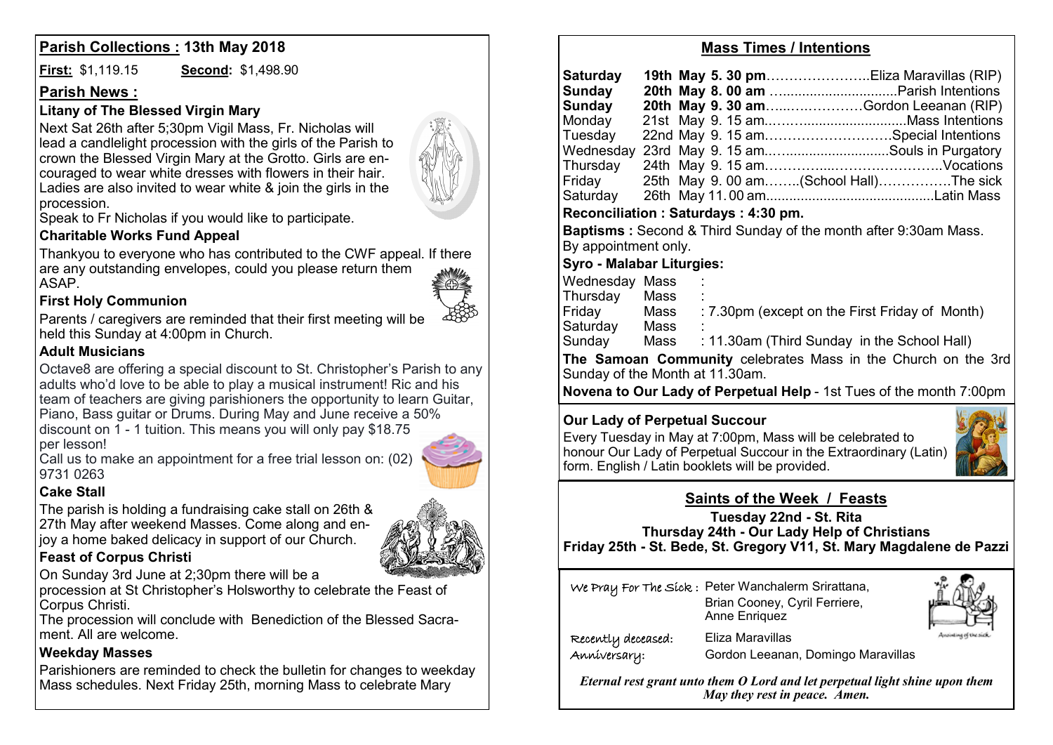## Parish Collections : 13th May 2018

**First:** $1,119.15 **Second:** $1,498.90

## Parish News :

### Litany of The Blessed Virgin Mary

Next Sat 26th after 5;30pm Vigil Mass, Fr. Nicholas will lead a candlelight procession with the girls of the Parish to crown the Blessed Virgin Mary at the Grotto. Girls are encouraged to wear white dresses with flowers in their hair. Ladies are also invited to wear white & join the girls in the procession.

Speak to Fr Nicholas if you would like to participate.

### Charitable Works Fund Appeal

Thankyou to everyone who has contributed to the CWF appeal. If there are any outstanding envelopes, could you please return them ASAP.

### First Holy Communion

Parents / caregivers are reminded that their first meeting will be held this Sunday at 4:00pm in Church.

### Adult Musicians

Octave8 are offering a special discount to St. Christopher's Parish to any adults who'd love to be able to play a musical instrument! Ric and his team of teachers are giving parishioners the opportunity to learn Guitar, Piano, Bass guitar or Drums. During May and June receive a 50% discount on 1 - 1 tuition. This means you will only pay $18.75 per lesson!

Call us to make an appointment for a free trial lesson on: (02) 9731 0263

### Cake Stall

The parish is holding a fundraising cake stall on 26th & 27th May after weekend Masses. Come along and enjoy a home baked delicacy in support of our Church.

### Feast of Corpus Christi

On Sunday 3rd June at 2;30pm there will be a procession at St Christopher's Holsworthy to celebrate the Feast of Corpus Christi.

The procession will conclude with Benediction of the Blessed Sacrament. All are welcome.

### Weekday Masses

Parishioners are reminded to check the bulletin for changes to weekday Mass schedules. Next Friday 25th, morning Mass to celebrate Mary

## Mass Times / Intentions

| | | | | |
|---|---|---|---|---|
| **Saturday** | **19th** | **May** | **5. 30 pm** | Eliza Maravillas (RIP) |
| **Sunday** | **20th** | **May** | **8. 00 am** | Parish Intentions |
| **Sunday** | **20th** | **May** | **9. 30 am** | Gordon Leeanan (RIP) |
| Monday | 21st | May | 9. 15 am | Mass Intentions |
| Tuesday | 22nd | May | 9. 15 am | Special Intentions |
| Wednesday | 23rd | May | 9. 15 am | Souls in Purgatory |
| Thursday | 24th | May | 9. 15 am | Vocations |
| Friday | 25th | May | 9. 00 am (School Hall) | The sick |
| Saturday | 26th | May | 11. 00 am | Latin Mass |

**Reconciliation : Saturdays : 4:30 pm.**

**Baptisms :** Second & Third Sunday of the month after 9:30am Mass. By appointment only.

**Syro - Malabar Liturgies:**

| | | |
|---|---|---|
| Wednesday | Mass | : |
| Thursday | Mass | : |
| Friday | Mass | : 7.30pm (except on the First Friday of Month) |
| Saturday | Mass | : |
| Sunday | Mass | : 11.30am (Third Sunday in the School Hall) |

**The Samoan Community** celebrates Mass in the Church on the 3rd Sunday of the Month at 11.30am.

**Novena to Our Lady of Perpetual Help** - 1st Tues of the month 7:00pm

### Our Lady of Perpetual Succour

Every Tuesday in May at 7:00pm, Mass will be celebrated to honour Our Lady of Perpetual Succour in the Extraordinary (Latin) form. English / Latin booklets will be provided.

## Saints of the Week / Feasts

**Tuesday 22nd - St. Rita**
**Thursday 24th - Our Lady Help of Christians**
**Friday 25th - St. Bede, St. Gregory V11, St. Mary Magdalene de Pazzi**

We Pray For The Sick : Peter Wanchalerm Srirattana, Brian Cooney, Cyril Ferriere, Anne Enriquez

Recently deceased: Eliza Maravillas

Anniversary: Gordon Leeanan, Domingo Maravillas

*Eternal rest grant unto them O Lord and let perpetual light shine upon them May they rest in peace. Amen.*